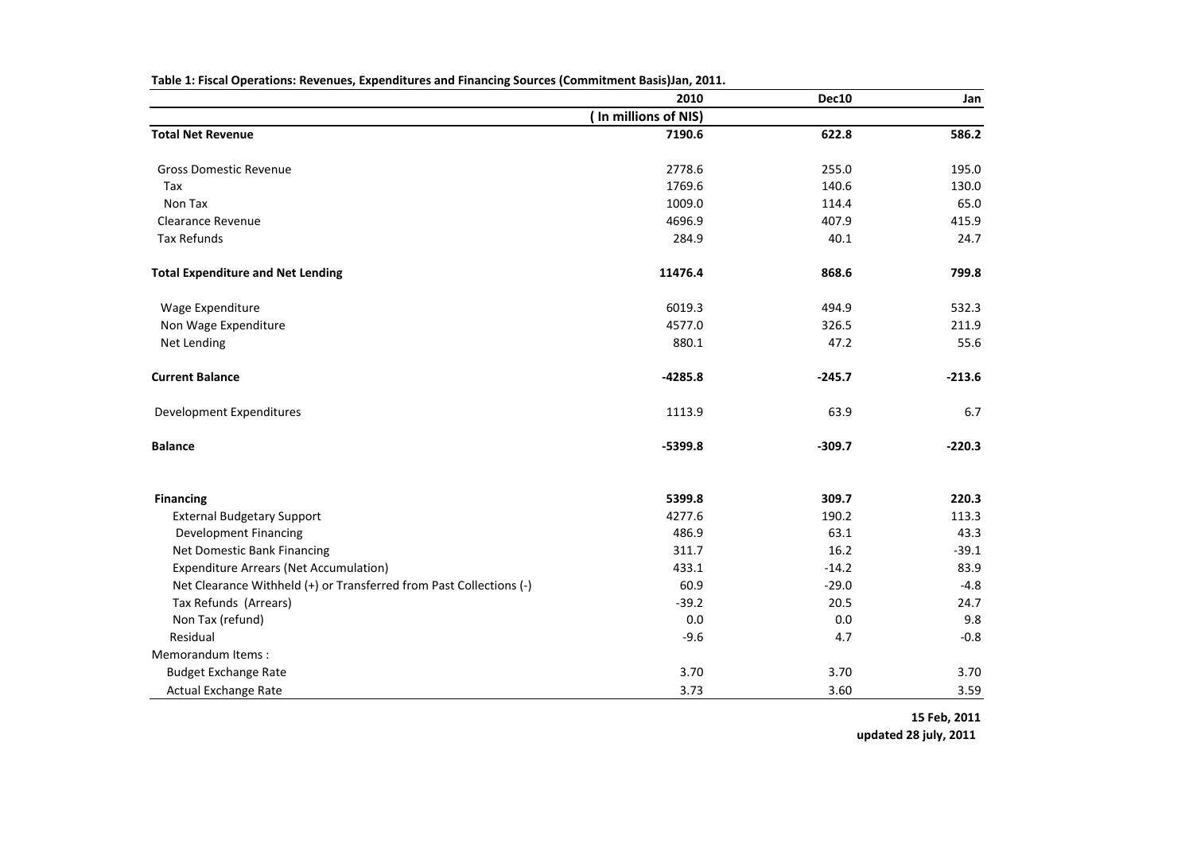**Table 1: Fiscal Operations: Revenues, Expenditures and Financing Sources (Commitment Basis)Jan, 2011.**

| | 2010 | Dec10 | Jan |
|---|---|---|---|
| | ( In millions of NIS) | | |
| **Total Net Revenue** | **7190.6** | **622.8** | **586.2** |
| Gross Domestic Revenue | 2778.6 | 255.0 | 195.0 |
| Tax | 1769.6 | 140.6 | 130.0 |
| Non Tax | 1009.0 | 114.4 | 65.0 |
| Clearance Revenue | 4696.9 | 407.9 | 415.9 |
| Tax Refunds | 284.9 | 40.1 | 24.7 |
| **Total Expenditure and Net Lending** | **11476.4** | **868.6** | **799.8** |
| Wage Expenditure | 6019.3 | 494.9 | 532.3 |
| Non Wage Expenditure | 4577.0 | 326.5 | 211.9 |
| Net Lending | 880.1 | 47.2 | 55.6 |
| **Current Balance** | **-4285.8** | **-245.7** | **-213.6** |
| Development Expenditures | 1113.9 | 63.9 | 6.7 |
| **Balance** | **-5399.8** | **-309.7** | **-220.3** |
| **Financing** | **5399.8** | **309.7** | **220.3** |
| External Budgetary Support | 4277.6 | 190.2 | 113.3 |
| Development Financing | 486.9 | 63.1 | 43.3 |
| Net Domestic Bank Financing | 311.7 | 16.2 | -39.1 |
| Expenditure Arrears (Net Accumulation) | 433.1 | -14.2 | 83.9 |
| Net Clearance Withheld (+) or Transferred from Past Collections (-) | 60.9 | -29.0 | -4.8 |
| Tax Refunds (Arrears) | -39.2 | 20.5 | 24.7 |
| Non Tax (refund) | 0.0 | 0.0 | 9.8 |
| Residual | -9.6 | 4.7 | -0.8 |
| Memorandum Items : | | | |
| Budget Exchange Rate | 3.70 | 3.70 | 3.70 |
| Actual Exchange Rate | 3.73 | 3.60 | 3.59 |

**15 Feb, 2011**
**updated 28 july, 2011**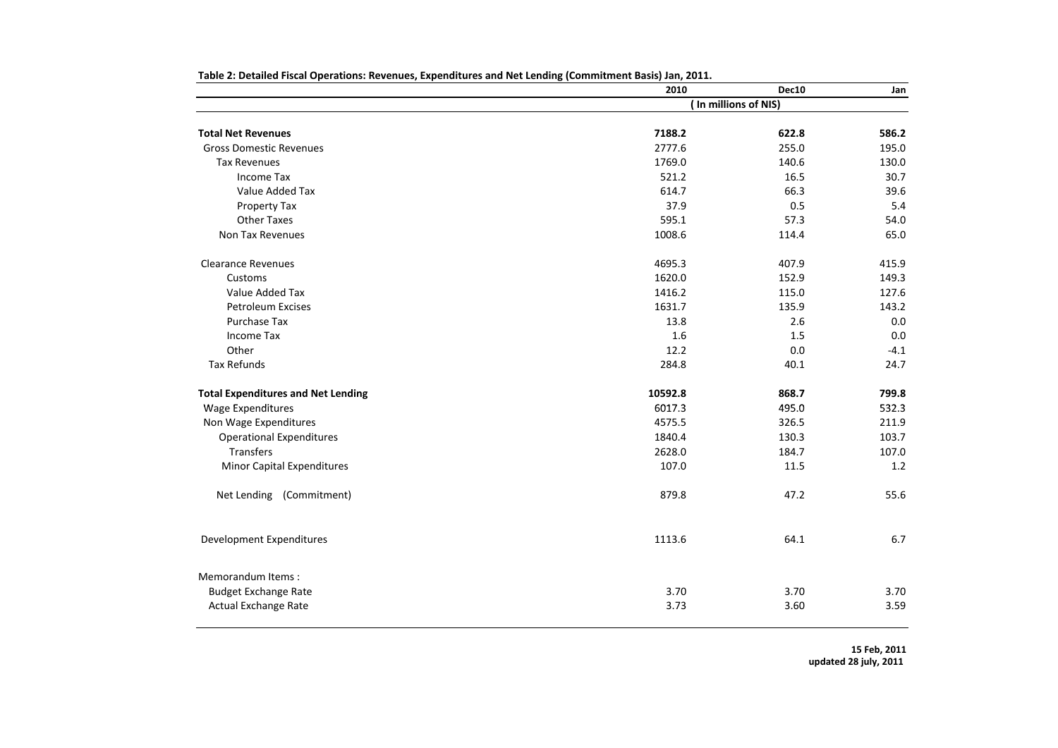**Table 2: Detailed Fiscal Operations: Revenues, Expenditures and Net Lending (Commitment Basis) Jan, 2011.**

| | 2010 | Dec10 | Jan |
|---|---|---|---|
| | (In millions of NIS) | | |
| **Total Net Revenues** | **7188.2** | **622.8** | **586.2** |
| Gross Domestic Revenues | 2777.6 | 255.0 | 195.0 |
| Tax Revenues | 1769.0 | 140.6 | 130.0 |
| Income Tax | 521.2 | 16.5 | 30.7 |
| Value Added Tax | 614.7 | 66.3 | 39.6 |
| Property Tax | 37.9 | 0.5 | 5.4 |
| Other Taxes | 595.1 | 57.3 | 54.0 |
| Non Tax Revenues | 1008.6 | 114.4 | 65.0 |
| Clearance Revenues | 4695.3 | 407.9 | 415.9 |
| Customs | 1620.0 | 152.9 | 149.3 |
| Value Added Tax | 1416.2 | 115.0 | 127.6 |
| Petroleum Excises | 1631.7 | 135.9 | 143.2 |
| Purchase Tax | 13.8 | 2.6 | 0.0 |
| Income Tax | 1.6 | 1.5 | 0.0 |
| Other | 12.2 | 0.0 | -4.1 |
| Tax Refunds | 284.8 | 40.1 | 24.7 |
| **Total Expenditures and Net Lending** | **10592.8** | **868.7** | **799.8** |
| Wage Expenditures | 6017.3 | 495.0 | 532.3 |
| Non Wage Expenditures | 4575.5 | 326.5 | 211.9 |
| Operational Expenditures | 1840.4 | 130.3 | 103.7 |
| Transfers | 2628.0 | 184.7 | 107.0 |
| Minor Capital Expenditures | 107.0 | 11.5 | 1.2 |
| Net Lending (Commitment) | 879.8 | 47.2 | 55.6 |
| Development Expenditures | 1113.6 | 64.1 | 6.7 |
| Memorandum Items : | | | |
| Budget Exchange Rate | 3.70 | 3.70 | 3.70 |
| Actual Exchange Rate | 3.73 | 3.60 | 3.59 |

**15 Feb, 2011**
**updated 28 july, 2011**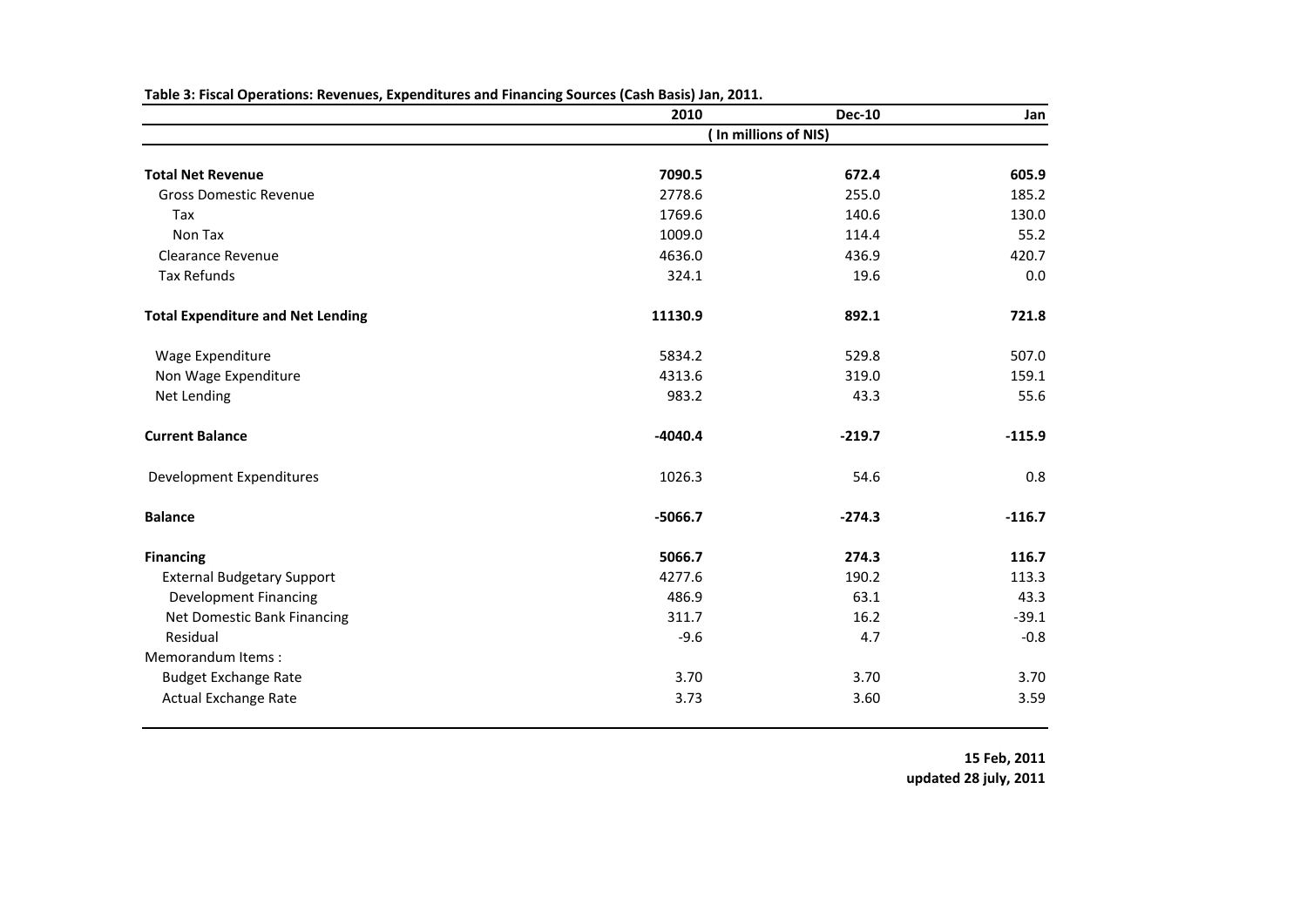**Table 3: Fiscal Operations: Revenues, Expenditures and Financing Sources (Cash Basis) Jan, 2011.**

| | 2010 | Dec-10 | Jan |
|---|---|---|---|
| | | ( In millions of NIS) | |
| **Total Net Revenue** | **7090.5** | **672.4** | **605.9** |
| Gross Domestic Revenue | 2778.6 | 255.0 | 185.2 |
| Tax | 1769.6 | 140.6 | 130.0 |
| Non Tax | 1009.0 | 114.4 | 55.2 |
| Clearance Revenue | 4636.0 | 436.9 | 420.7 |
| Tax Refunds | 324.1 | 19.6 | 0.0 |
| **Total Expenditure and Net Lending** | **11130.9** | **892.1** | **721.8** |
| Wage Expenditure | 5834.2 | 529.8 | 507.0 |
| Non Wage Expenditure | 4313.6 | 319.0 | 159.1 |
| Net Lending | 983.2 | 43.3 | 55.6 |
| **Current Balance** | **-4040.4** | **-219.7** | **-115.9** |
| Development Expenditures | 1026.3 | 54.6 | 0.8 |
| **Balance** | **-5066.7** | **-274.3** | **-116.7** |
| **Financing** | **5066.7** | **274.3** | **116.7** |
| External Budgetary Support | 4277.6 | 190.2 | 113.3 |
| Development Financing | 486.9 | 63.1 | 43.3 |
| Net Domestic Bank Financing | 311.7 | 16.2 | -39.1 |
| Residual | -9.6 | 4.7 | -0.8 |
| Memorandum Items : | | | |
| Budget Exchange Rate | 3.70 | 3.70 | 3.70 |
| Actual Exchange Rate | 3.73 | 3.60 | 3.59 |

**15 Feb, 2011**
**updated 28 july, 2011**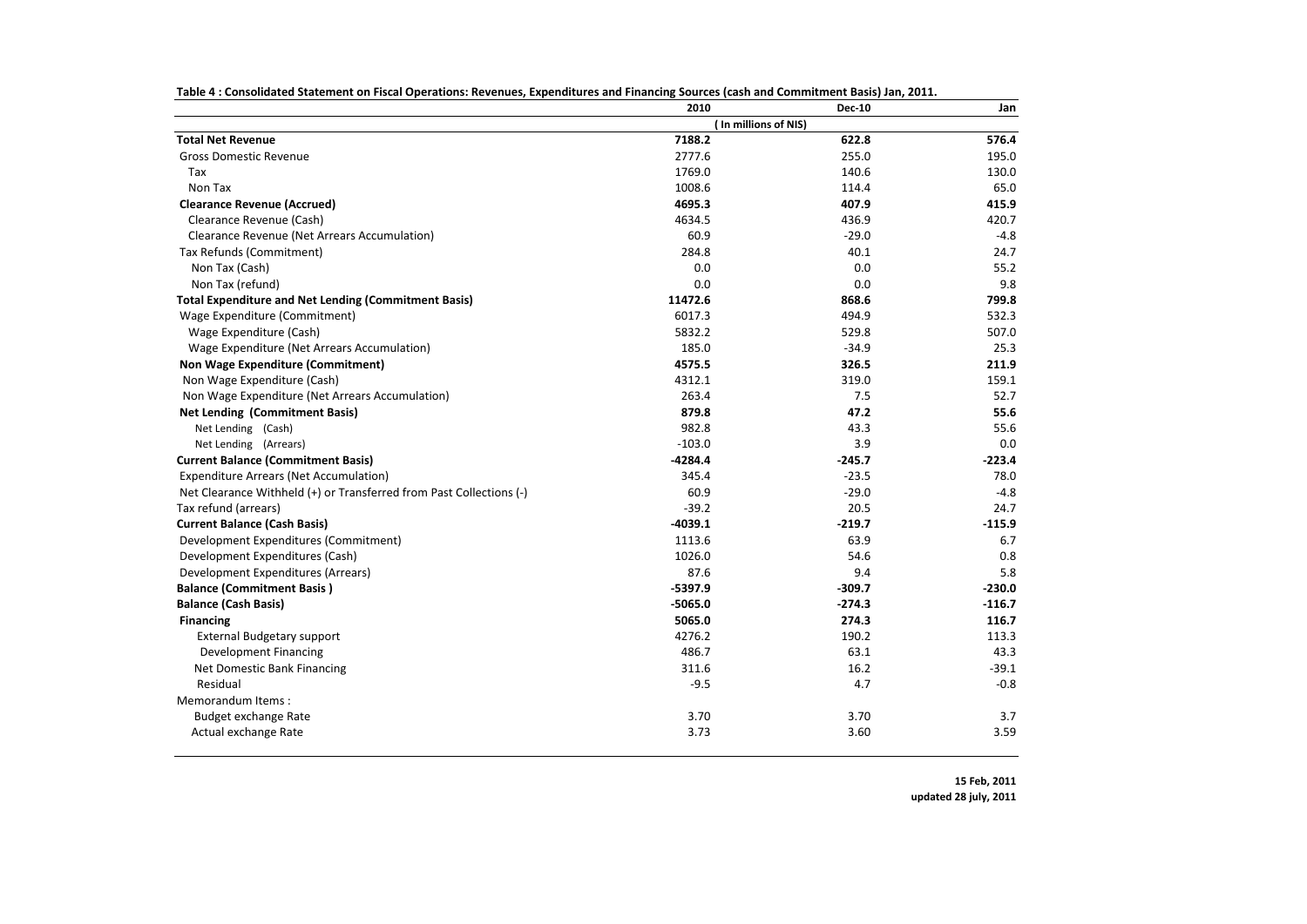**Table 4 : Consolidated Statement on Fiscal Operations: Revenues, Expenditures and Financing Sources (cash and Commitment Basis) Jan, 2011.**

| | 2010 | Dec-10 | Jan |
|---|---|---|---|
| | ( In millions of NIS) | | |
| **Total Net Revenue** | **7188.2** | **622.8** | **576.4** |
| Gross Domestic Revenue | 2777.6 | 255.0 | 195.0 |
| Tax | 1769.0 | 140.6 | 130.0 |
| Non Tax | 1008.6 | 114.4 | 65.0 |
| **Clearance Revenue (Accrued)** | **4695.3** | **407.9** | **415.9** |
| Clearance Revenue (Cash) | 4634.5 | 436.9 | 420.7 |
| Clearance Revenue (Net Arrears Accumulation) | 60.9 | -29.0 | -4.8 |
| Tax Refunds (Commitment) | 284.8 | 40.1 | 24.7 |
| Non Tax (Cash) | 0.0 | 0.0 | 55.2 |
| Non Tax (refund) | 0.0 | 0.0 | 9.8 |
| **Total Expenditure and Net Lending (Commitment Basis)** | **11472.6** | **868.6** | **799.8** |
| Wage Expenditure (Commitment) | 6017.3 | 494.9 | 532.3 |
| Wage Expenditure (Cash) | 5832.2 | 529.8 | 507.0 |
| Wage Expenditure (Net Arrears Accumulation) | 185.0 | -34.9 | 25.3 |
| **Non Wage Expenditure (Commitment)** | **4575.5** | **326.5** | **211.9** |
| Non Wage Expenditure (Cash) | 4312.1 | 319.0 | 159.1 |
| Non Wage Expenditure (Net Arrears Accumulation) | 263.4 | 7.5 | 52.7 |
| **Net Lending (Commitment Basis)** | **879.8** | **47.2** | **55.6** |
| Net Lending (Cash) | 982.8 | 43.3 | 55.6 |
| Net Lending (Arrears) | -103.0 | 3.9 | 0.0 |
| **Current Balance (Commitment Basis)** | **-4284.4** | **-245.7** | **-223.4** |
| Expenditure Arrears (Net Accumulation) | 345.4 | -23.5 | 78.0 |
| Net Clearance Withheld (+) or Transferred from Past Collections (-) | 60.9 | -29.0 | -4.8 |
| Tax refund (arrears) | -39.2 | 20.5 | 24.7 |
| **Current Balance (Cash Basis)** | **-4039.1** | **-219.7** | **-115.9** |
| Development Expenditures (Commitment) | 1113.6 | 63.9 | 6.7 |
| Development Expenditures (Cash) | 1026.0 | 54.6 | 0.8 |
| Development Expenditures (Arrears) | 87.6 | 9.4 | 5.8 |
| **Balance (Commitment Basis )** | **-5397.9** | **-309.7** | **-230.0** |
| **Balance (Cash Basis)** | **-5065.0** | **-274.3** | **-116.7** |
| **Financing** | **5065.0** | **274.3** | **116.7** |
| External Budgetary support | 4276.2 | 190.2 | 113.3 |
| Development Financing | 486.7 | 63.1 | 43.3 |
| Net Domestic Bank Financing | 311.6 | 16.2 | -39.1 |
| Residual | -9.5 | 4.7 | -0.8 |
| Memorandum Items : | | | |
| Budget exchange Rate | 3.70 | 3.70 | 3.7 |
| Actual exchange Rate | 3.73 | 3.60 | 3.59 |

**15 Feb, 2011**
**updated 28 july, 2011**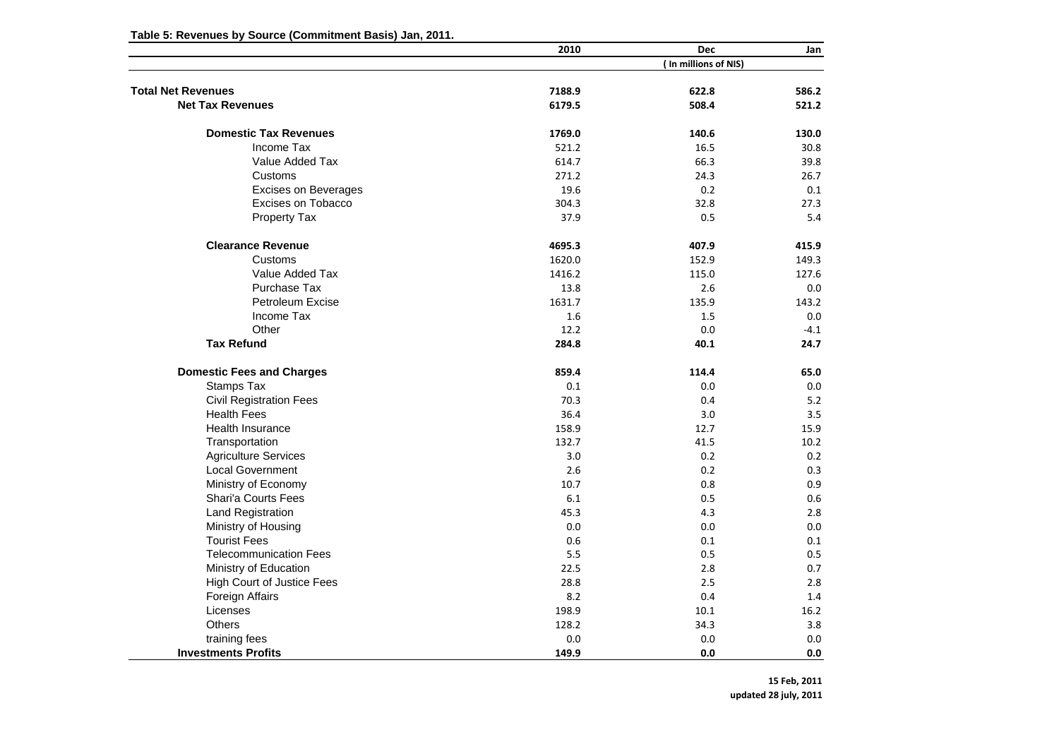**Table 5: Revenues by Source (Commitment Basis) Jan, 2011.**

| | 2010 | Dec | Jan |
|---|---|---|---|
| | | ( In millions of NIS) | |
| **Total Net Revenues** | **7188.9** | **622.8** | **586.2** |
| **Net Tax Revenues** | **6179.5** | **508.4** | **521.2** |
| **Domestic Tax Revenues** | **1769.0** | **140.6** | **130.0** |
| Income Tax | 521.2 | 16.5 | 30.8 |
| Value Added Tax | 614.7 | 66.3 | 39.8 |
| Customs | 271.2 | 24.3 | 26.7 |
| Excises on Beverages | 19.6 | 0.2 | 0.1 |
| Excises on Tobacco | 304.3 | 32.8 | 27.3 |
| Property Tax | 37.9 | 0.5 | 5.4 |
| **Clearance Revenue** | **4695.3** | **407.9** | **415.9** |
| Customs | 1620.0 | 152.9 | 149.3 |
| Value Added Tax | 1416.2 | 115.0 | 127.6 |
| Purchase Tax | 13.8 | 2.6 | 0.0 |
| Petroleum Excise | 1631.7 | 135.9 | 143.2 |
| Income Tax | 1.6 | 1.5 | 0.0 |
| Other | 12.2 | 0.0 | -4.1 |
| **Tax Refund** | **284.8** | **40.1** | **24.7** |
| **Domestic Fees and Charges** | **859.4** | **114.4** | **65.0** |
| Stamps Tax | 0.1 | 0.0 | 0.0 |
| Civil Registration Fees | 70.3 | 0.4 | 5.2 |
| Health Fees | 36.4 | 3.0 | 3.5 |
| Health Insurance | 158.9 | 12.7 | 15.9 |
| Transportation | 132.7 | 41.5 | 10.2 |
| Agriculture Services | 3.0 | 0.2 | 0.2 |
| Local Government | 2.6 | 0.2 | 0.3 |
| Ministry of Economy | 10.7 | 0.8 | 0.9 |
| Shari'a Courts Fees | 6.1 | 0.5 | 0.6 |
| Land Registration | 45.3 | 4.3 | 2.8 |
| Ministry of Housing | 0.0 | 0.0 | 0.0 |
| Tourist Fees | 0.6 | 0.1 | 0.1 |
| Telecommunication Fees | 5.5 | 0.5 | 0.5 |
| Ministry of Education | 22.5 | 2.8 | 0.7 |
| High Court of Justice Fees | 28.8 | 2.5 | 2.8 |
| Foreign Affairs | 8.2 | 0.4 | 1.4 |
| Licenses | 198.9 | 10.1 | 16.2 |
| Others | 128.2 | 34.3 | 3.8 |
| training fees | 0.0 | 0.0 | 0.0 |
| **Investments Profits** | **149.9** | **0.0** | **0.0** |

**15 Feb, 2011**
**updated 28 july, 2011**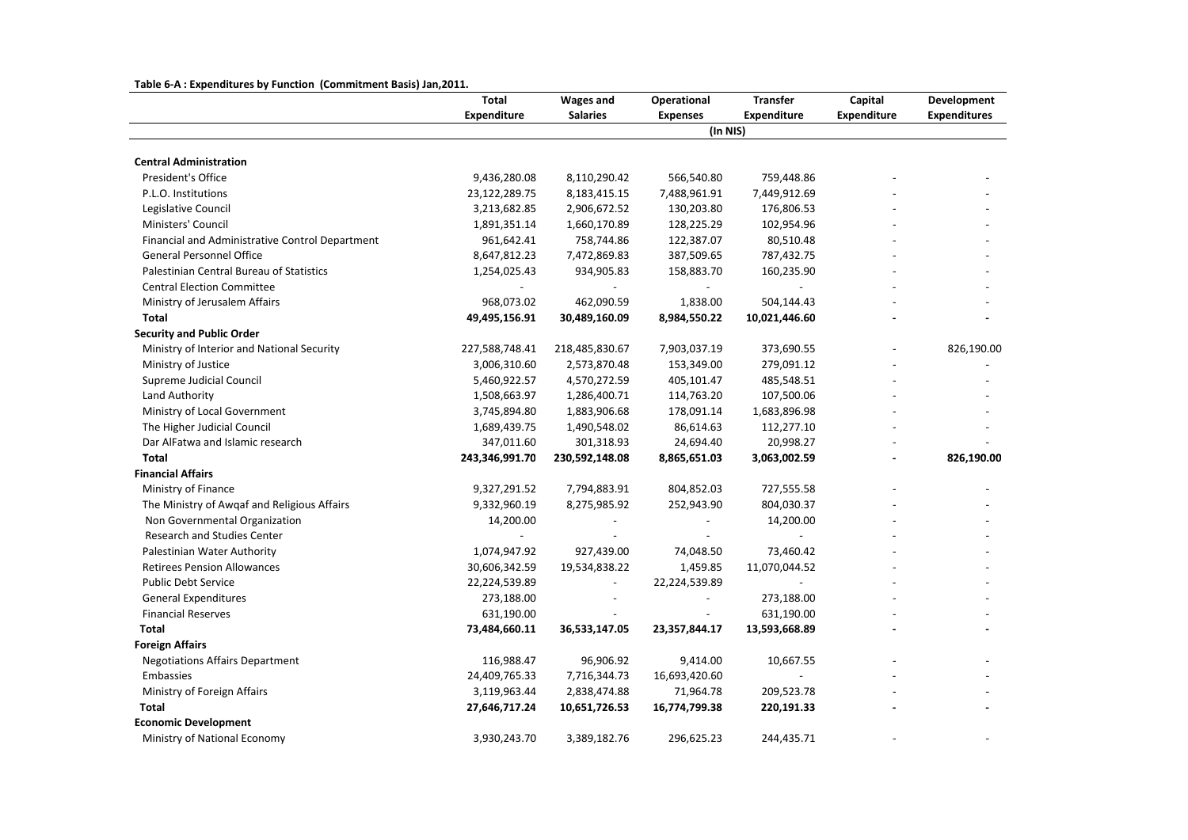**Table 6-A : Expenditures by Function (Commitment Basis) Jan,2011.**

| | Total Expenditure | Wages and Salaries | Operational Expenses | Transfer Expenditure | Capital Expenditure | Development Expenditures |
|---|---|---|---|---|---|---|
| | | | (In NIS) | | | |
| **Central Administration** | | | | | | |
| President's Office | 9,436,280.08 | 8,110,290.42 | 566,540.80 | 759,448.86 | - | - |
| P.L.O. Institutions | 23,122,289.75 | 8,183,415.15 | 7,488,961.91 | 7,449,912.69 | - | - |
| Legislative Council | 3,213,682.85 | 2,906,672.52 | 130,203.80 | 176,806.53 | - | - |
| Ministers' Council | 1,891,351.14 | 1,660,170.89 | 128,225.29 | 102,954.96 | - | - |
| Financial and Administrative Control Department | 961,642.41 | 758,744.86 | 122,387.07 | 80,510.48 | - | - |
| General Personnel Office | 8,647,812.23 | 7,472,869.83 | 387,509.65 | 787,432.75 | - | - |
| Palestinian Central Bureau of Statistics | 1,254,025.43 | 934,905.83 | 158,883.70 | 160,235.90 | - | - |
| Central Election Committee | - | - | - | - | - | - |
| Ministry of Jerusalem Affairs | 968,073.02 | 462,090.59 | 1,838.00 | 504,144.43 | - | - |
| **Total** | **49,495,156.91** | **30,489,160.09** | **8,984,550.22** | **10,021,446.60** | **-** | **-** |
| **Security and Public Order** | | | | | | |
| Ministry of Interior and National Security | 227,588,748.41 | 218,485,830.67 | 7,903,037.19 | 373,690.55 | - | 826,190.00 |
| Ministry of Justice | 3,006,310.60 | 2,573,870.48 | 153,349.00 | 279,091.12 | - | - |
| Supreme Judicial Council | 5,460,922.57 | 4,570,272.59 | 405,101.47 | 485,548.51 | - | - |
| Land Authority | 1,508,663.97 | 1,286,400.71 | 114,763.20 | 107,500.06 | - | - |
| Ministry of Local Government | 3,745,894.80 | 1,883,906.68 | 178,091.14 | 1,683,896.98 | - | - |
| The Higher Judicial Council | 1,689,439.75 | 1,490,548.02 | 86,614.63 | 112,277.10 | - | - |
| Dar AlFatwa and Islamic research | 347,011.60 | 301,318.93 | 24,694.40 | 20,998.27 | - | - |
| **Total** | **243,346,991.70** | **230,592,148.08** | **8,865,651.03** | **3,063,002.59** | **-** | **826,190.00** |
| **Financial Affairs** | | | | | | |
| Ministry of Finance | 9,327,291.52 | 7,794,883.91 | 804,852.03 | 727,555.58 | - | - |
| The Ministry of Awqaf and Religious Affairs | 9,332,960.19 | 8,275,985.92 | 252,943.90 | 804,030.37 | - | - |
| Non Governmental Organization | 14,200.00 | - | - | 14,200.00 | - | - |
| Research and Studies Center | - | - | - | - | - | - |
| Palestinian Water Authority | 1,074,947.92 | 927,439.00 | 74,048.50 | 73,460.42 | - | - |
| Retirees Pension Allowances | 30,606,342.59 | 19,534,838.22 | 1,459.85 | 11,070,044.52 | - | - |
| Public Debt Service | 22,224,539.89 | - | 22,224,539.89 | - | - | - |
| General Expenditures | 273,188.00 | - | - | 273,188.00 | - | - |
| Financial Reserves | 631,190.00 | - | - | 631,190.00 | - | - |
| **Total** | **73,484,660.11** | **36,533,147.05** | **23,357,844.17** | **13,593,668.89** | **-** | **-** |
| **Foreign Affairs** | | | | | | |
| Negotiations Affairs Department | 116,988.47 | 96,906.92 | 9,414.00 | 10,667.55 | - | - |
| Embassies | 24,409,765.33 | 7,716,344.73 | 16,693,420.60 | - | - | - |
| Ministry of Foreign Affairs | 3,119,963.44 | 2,838,474.88 | 71,964.78 | 209,523.78 | - | - |
| **Total** | **27,646,717.24** | **10,651,726.53** | **16,774,799.38** | **220,191.33** | **-** | **-** |
| **Economic Development** | | | | | | |
| Ministry of National Economy | 3,930,243.70 | 3,389,182.76 | 296,625.23 | 244,435.71 | - | - |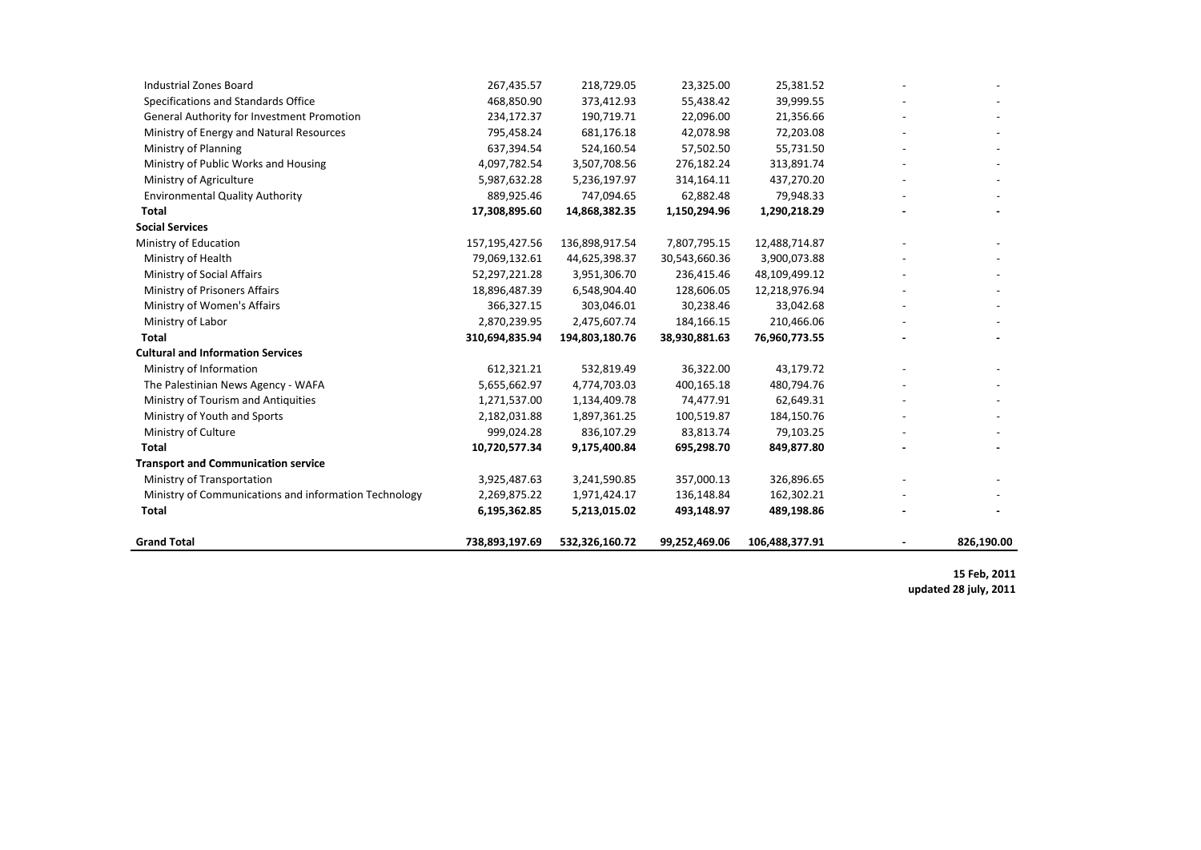| | | | | | | |
|---|---|---|---|---|---|---|
| Industrial Zones Board | 267,435.57 | 218,729.05 | 23,325.00 | 25,381.52 | - | - |
| Specifications and Standards Office | 468,850.90 | 373,412.93 | 55,438.42 | 39,999.55 | - | - |
| General Authority for Investment Promotion | 234,172.37 | 190,719.71 | 22,096.00 | 21,356.66 | - | - |
| Ministry of Energy and Natural Resources | 795,458.24 | 681,176.18 | 42,078.98 | 72,203.08 | - | - |
| Ministry of Planning | 637,394.54 | 524,160.54 | 57,502.50 | 55,731.50 | - | - |
| Ministry of Public Works and Housing | 4,097,782.54 | 3,507,708.56 | 276,182.24 | 313,891.74 | - | - |
| Ministry of Agriculture | 5,987,632.28 | 5,236,197.97 | 314,164.11 | 437,270.20 | - | - |
| Environmental Quality Authority | 889,925.46 | 747,094.65 | 62,882.48 | 79,948.33 | - | - |
| **Total** | **17,308,895.60** | **14,868,382.35** | **1,150,294.96** | **1,290,218.29** | **-** | **-** |
| **Social Services** | | | | | | |
| Ministry of Education | 157,195,427.56 | 136,898,917.54 | 7,807,795.15 | 12,488,714.87 | - | - |
| Ministry of Health | 79,069,132.61 | 44,625,398.37 | 30,543,660.36 | 3,900,073.88 | - | - |
| Ministry of Social Affairs | 52,297,221.28 | 3,951,306.70 | 236,415.46 | 48,109,499.12 | - | - |
| Ministry of Prisoners Affairs | 18,896,487.39 | 6,548,904.40 | 128,606.05 | 12,218,976.94 | - | - |
| Ministry of Women's Affairs | 366,327.15 | 303,046.01 | 30,238.46 | 33,042.68 | - | - |
| Ministry of Labor | 2,870,239.95 | 2,475,607.74 | 184,166.15 | 210,466.06 | - | - |
| **Total** | **310,694,835.94** | **194,803,180.76** | **38,930,881.63** | **76,960,773.55** | **-** | **-** |
| **Cultural and Information Services** | | | | | | |
| Ministry of Information | 612,321.21 | 532,819.49 | 36,322.00 | 43,179.72 | - | - |
| The Palestinian News Agency - WAFA | 5,655,662.97 | 4,774,703.03 | 400,165.18 | 480,794.76 | - | - |
| Ministry of Tourism and Antiquities | 1,271,537.00 | 1,134,409.78 | 74,477.91 | 62,649.31 | - | - |
| Ministry of Youth and Sports | 2,182,031.88 | 1,897,361.25 | 100,519.87 | 184,150.76 | - | - |
| Ministry of Culture | 999,024.28 | 836,107.29 | 83,813.74 | 79,103.25 | - | - |
| **Total** | **10,720,577.34** | **9,175,400.84** | **695,298.70** | **849,877.80** | **-** | **-** |
| **Transport and Communication service** | | | | | | |
| Ministry of Transportation | 3,925,487.63 | 3,241,590.85 | 357,000.13 | 326,896.65 | - | - |
| Ministry of Communications and information Technology | 2,269,875.22 | 1,971,424.17 | 136,148.84 | 162,302.21 | - | - |
| **Total** | **6,195,362.85** | **5,213,015.02** | **493,148.97** | **489,198.86** | **-** | **-** |
| **Grand Total** | **738,893,197.69** | **532,326,160.72** | **99,252,469.06** | **106,488,377.91** | **-** | **826,190.00** |

**15 Feb, 2011**
**updated 28 july, 2011**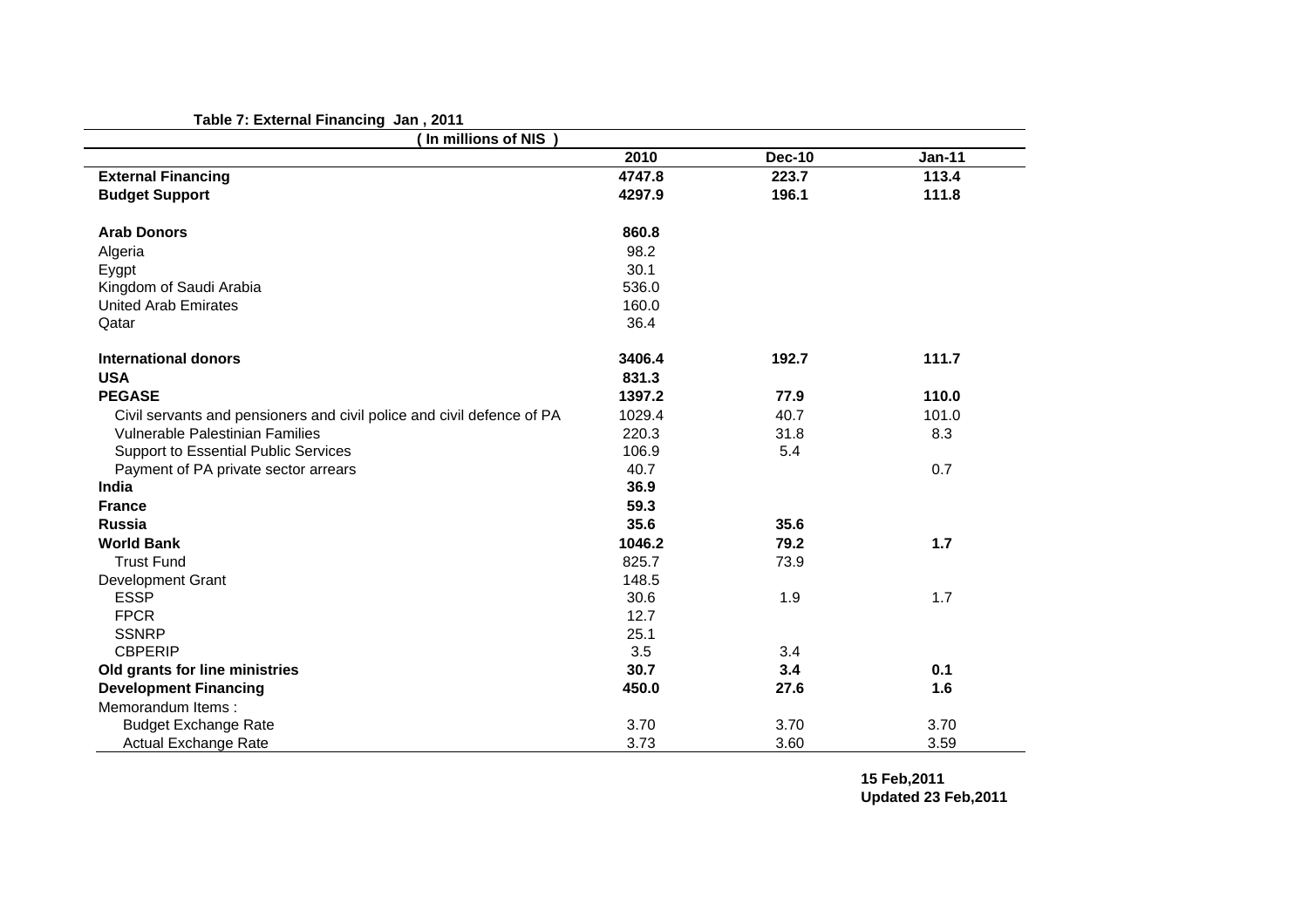**Table 7: External Financing Jan , 2011**

| ( In millions of NIS ) | 2010 | Dec-10 | Jan-11 |
|---|---|---|---|
| **External Financing** | **4747.8** | **223.7** | **113.4** |
| **Budget Support** | **4297.9** | **196.1** | **111.8** |
| | | | |
| **Arab Donors** | **860.8** | | |
| Algeria | 98.2 | | |
| Eygpt | 30.1 | | |
| Kingdom of Saudi Arabia | 536.0 | | |
| United Arab Emirates | 160.0 | | |
| Qatar | 36.4 | | |
| | | | |
| **International donors** | **3406.4** | **192.7** | **111.7** |
| **USA** | **831.3** | | |
| **PEGASE** | **1397.2** | **77.9** | **110.0** |
| Civil servants and pensioners and civil police and civil defence of PA | 1029.4 | 40.7 | 101.0 |
| Vulnerable Palestinian Families | 220.3 | 31.8 | 8.3 |
| Support to Essential Public Services | 106.9 | 5.4 | |
| Payment of PA private sector arrears | 40.7 | | 0.7 |
| **India** | **36.9** | | |
| **France** | **59.3** | | |
| **Russia** | **35.6** | **35.6** | |
| **World Bank** | **1046.2** | **79.2** | **1.7** |
| Trust Fund | 825.7 | 73.9 | |
| Development Grant | 148.5 | | |
| ESSP | 30.6 | 1.9 | 1.7 |
| FPCR | 12.7 | | |
| SSNRP | 25.1 | | |
| CBPERIP | 3.5 | 3.4 | |
| **Old grants for line ministries** | **30.7** | **3.4** | **0.1** |
| **Development Financing** | **450.0** | **27.6** | **1.6** |
| Memorandum Items : | | | |
| Budget Exchange Rate | 3.70 | 3.70 | 3.70 |
| Actual Exchange Rate | 3.73 | 3.60 | 3.59 |

**15 Feb,2011**
**Updated 23 Feb,2011**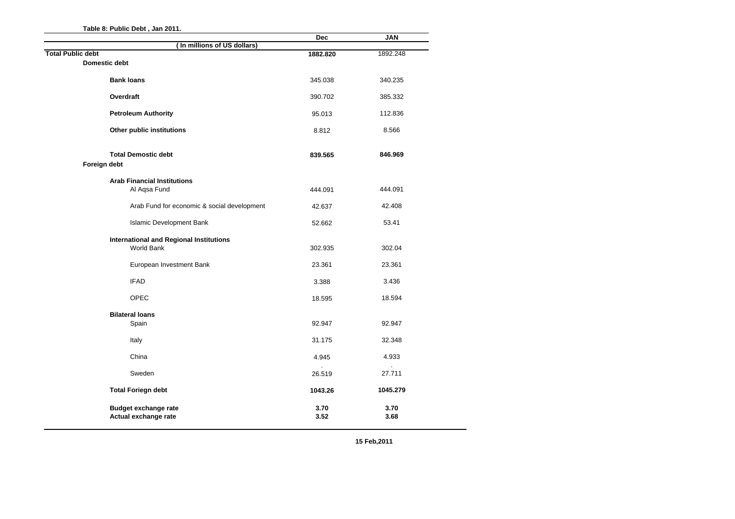**Table 8: Public Debt , Jan 2011.**

| (In millions of US dollars) | Dec | JAN |
|---|---|---|
| **Total Public debt** | **1882.820** | 1892.248 |
| **Domestic debt** | | |
| **Bank loans** | 345.038 | 340.235 |
| **Overdraft** | 390.702 | 385.332 |
| **Petroleum Authority** | 95.013 | 112.836 |
| **Other public institutions** | 8.812 | 8.566 |
| **Total Demostic debt** | **839.565** | **846.969** |
| **Foreign debt** | | |
| **Arab Financial Institutions** | | |
| Al Aqsa Fund | 444.091 | 444.091 |
| Arab Fund for economic & social development | 42.637 | 42.408 |
| Islamic Development Bank | 52.662 | 53.41 |
| **International and Regional Institutions** | | |
| World Bank | 302.935 | 302.04 |
| European Investment Bank | 23.361 | 23.361 |
| IFAD | 3.388 | 3.436 |
| OPEC | 18.595 | 18.594 |
| **Bilateral loans** | | |
| Spain | 92.947 | 92.947 |
| Italy | 31.175 | 32.348 |
| China | 4.945 | 4.933 |
| Sweden | 26.519 | 27.711 |
| **Total Foriegn debt** | **1043.26** | **1045.279** |
| **Budget exchange rate** | **3.70** | **3.70** |
| **Actual exchange rate** | **3.52** | **3.68** |

**15 Feb,2011**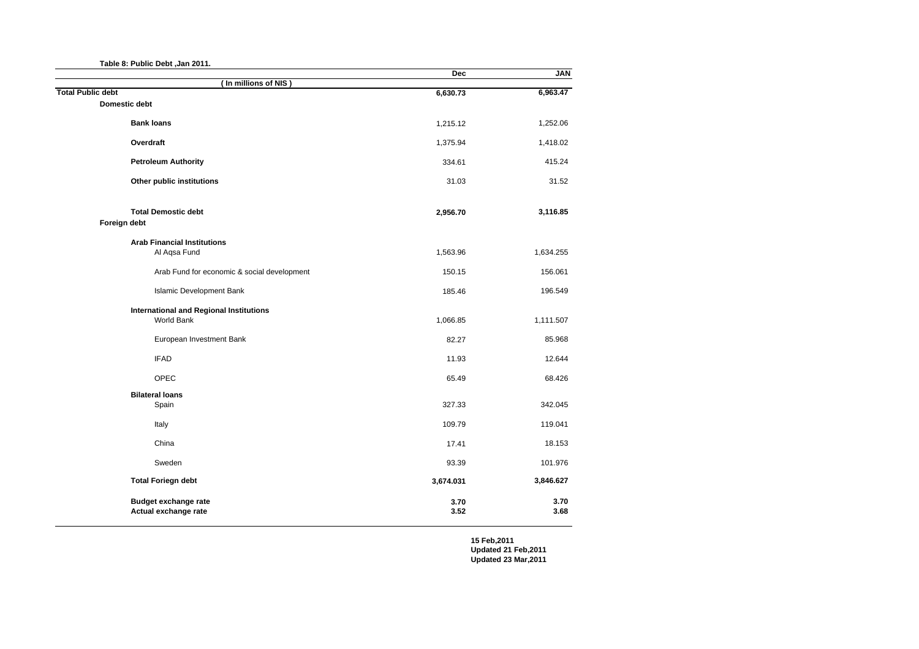**Table 8: Public Debt ,Jan 2011.**

| ( In millions of NIS ) | Dec | JAN |
|---|---|---|
| **Total Public debt** | **6,630.73** | **6,963.47** |
| **Domestic debt** | | |
| **Bank loans** | 1,215.12 | 1,252.06 |
| **Overdraft** | 1,375.94 | 1,418.02 |
| **Petroleum Authority** | 334.61 | 415.24 |
| **Other public institutions** | 31.03 | 31.52 |
| **Total Demostic debt** | **2,956.70** | **3,116.85** |
| **Foreign debt** | | |
| **Arab Financial Institutions** | | |
| Al Aqsa Fund | 1,563.96 | 1,634.255 |
| Arab Fund for economic & social development | 150.15 | 156.061 |
| Islamic Development Bank | 185.46 | 196.549 |
| **International and Regional Institutions** | | |
| World Bank | 1,066.85 | 1,111.507 |
| European Investment Bank | 82.27 | 85.968 |
| IFAD | 11.93 | 12.644 |
| OPEC | 65.49 | 68.426 |
| **Bilateral loans** | | |
| Spain | 327.33 | 342.045 |
| Italy | 109.79 | 119.041 |
| China | 17.41 | 18.153 |
| Sweden | 93.39 | 101.976 |
| **Total Foriegn debt** | **3,674.031** | **3,846.627** |
| **Budget exchange rate** | **3.70** | **3.70** |
| **Actual exchange rate** | **3.52** | **3.68** |

**15 Feb,2011**
**Updated 21 Feb,2011**
**Updated 23 Mar,2011**